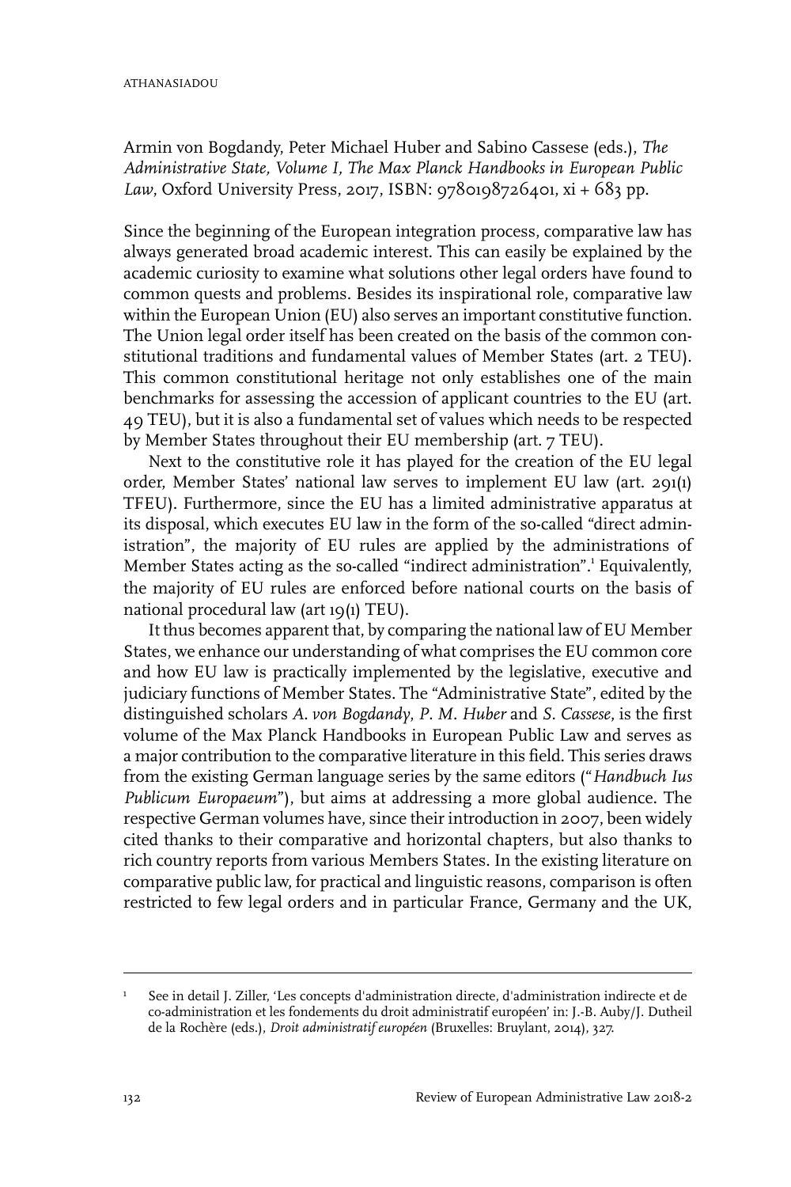Armin von Bogdandy, Peter Michael Huber and Sabino Cassese (eds.), *The Administrative State, Volume I, The Max Planck Handbooks in European Public Law*, Oxford University Press, 2017, ISBN: 9780198726401, xi + 683 pp.

Since the beginning of the European integration process, comparative law has always generated broad academic interest. This can easily be explained by the academic curiosity to examine what solutions other legal orders have found to common quests and problems. Besides its inspirational role, comparative law within the European Union (EU) also serves an important constitutive function. The Union legal order itself has been created on the basis of the common constitutional traditions and fundamental values of Member States (art. 2 TEU). This common constitutional heritage not only establishes one of the main benchmarks for assessing the accession of applicant countries to the EU (art. 49 TEU), but it is also a fundamental set of values which needs to be respected by Member States throughout their EU membership (art. 7 TEU).

Next to the constitutive role it has played for the creation of the EU legal order, Member States' national law serves to implement EU law (art. 291(1) TFEU). Furthermore, since the EU has a limited administrative apparatus at its disposal, which executes EU law in the form of the so-called "direct administration", the majority of EU rules are applied by the administrations of Member States acting as the so-called "indirect administration".[1] Equivalently, the majority of EU rules are enforced before national courts on the basis of national procedural law (art 19(1) TEU).

It thus becomes apparent that, by comparing the national law of EU Member States, we enhance our understanding of what comprises the EU common core and how EU law is practically implemented by the legislative, executive and judiciary functions of Member States. The "Administrative State", edited by the distinguished scholars *A. von Bogdandy*, *P. M. Huber* and *S. Cassese*, is the first volume of the Max Planck Handbooks in European Public Law and serves as a major contribution to the comparative literature in this field. This series draws from the existing German language series by the same editors ("*Handbuch Ius Publicum Europaeum*"), but aims at addressing a more global audience. The respective German volumes have, since their introduction in 2007, been widely cited thanks to their comparative and horizontal chapters, but also thanks to rich country reports from various Members States. In the existing literature on comparative public law, for practical and linguistic reasons, comparison is often restricted to few legal orders and in particular France, Germany and the UK,

[1] See in detail J. Ziller, 'Les concepts d'administration directe, d'administration indirecte et de co-administration et les fondements du droit administratif européen' in: J.-B. Auby/J. Dutheil de la Rochère (eds.), *Droit administratif européen* (Bruxelles: Bruylant, 2014), 327.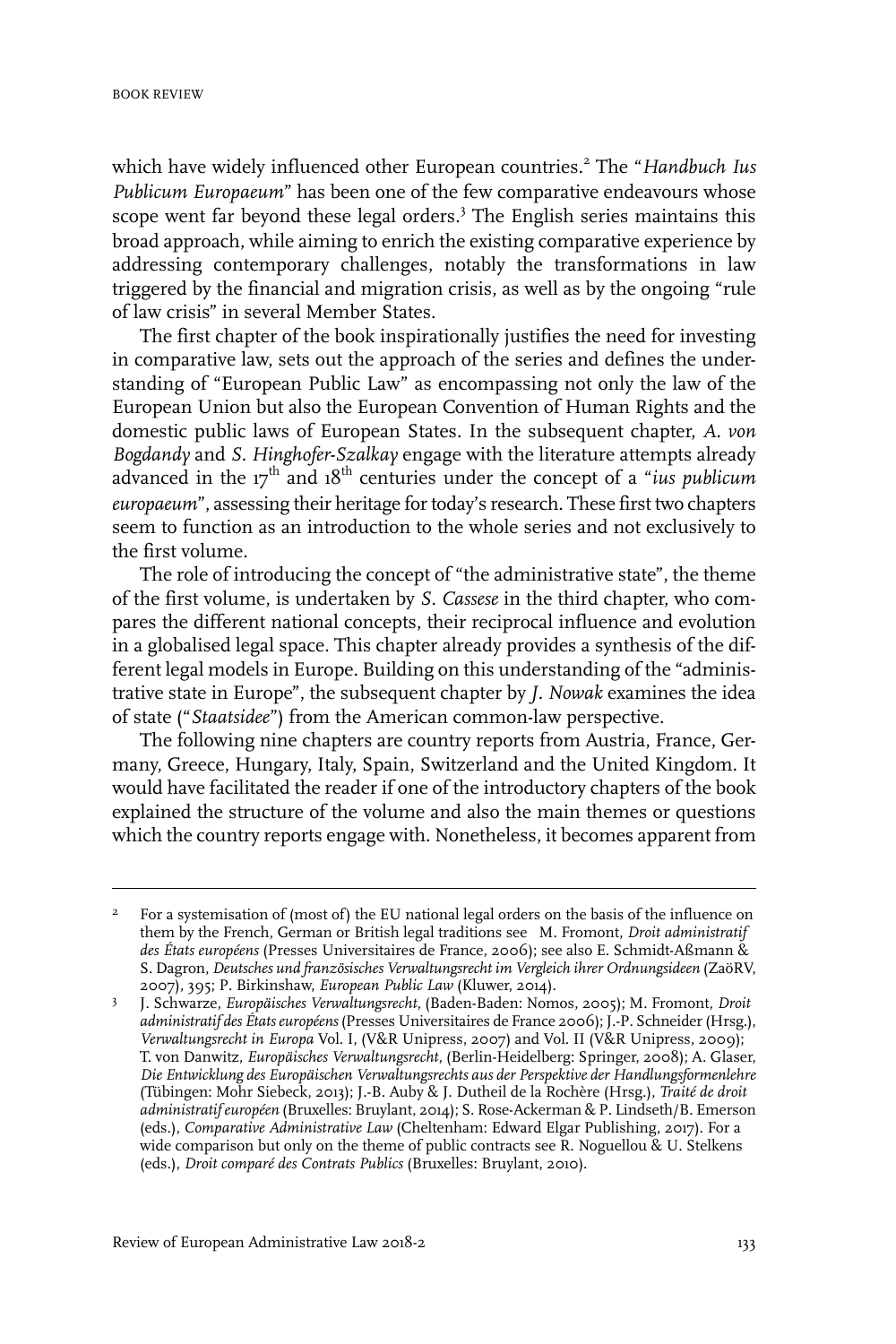which have widely influenced other European countries.[2] The "*Handbuch Ius Publicum Europaeum*" has been one of the few comparative endeavours whose scope went far beyond these legal orders.[3] The English series maintains this broad approach, while aiming to enrich the existing comparative experience by addressing contemporary challenges, notably the transformations in law triggered by the financial and migration crisis, as well as by the ongoing "rule of law crisis" in several Member States.

The first chapter of the book inspirationally justifies the need for investing in comparative law, sets out the approach of the series and defines the understanding of "European Public Law" as encompassing not only the law of the European Union but also the European Convention of Human Rights and the domestic public laws of European States. In the subsequent chapter, *A. von Bogdandy* and *S. Hinghofer-Szalkay* engage with the literature attempts already advanced in the 17th and 18th centuries under the concept of a "*ius publicum europaeum*", assessing their heritage for today's research. These first two chapters seem to function as an introduction to the whole series and not exclusively to the first volume.

The role of introducing the concept of "the administrative state", the theme of the first volume, is undertaken by *S. Cassese* in the third chapter, who compares the different national concepts, their reciprocal influence and evolution in a globalised legal space. This chapter already provides a synthesis of the different legal models in Europe. Building on this understanding of the "administrative state in Europe", the subsequent chapter by *J. Nowak* examines the idea of state ("*Staatsidee*") from the American common-law perspective.

The following nine chapters are country reports from Austria, France, Germany, Greece, Hungary, Italy, Spain, Switzerland and the United Kingdom. It would have facilitated the reader if one of the introductory chapters of the book explained the structure of the volume and also the main themes or questions which the country reports engage with. Nonetheless, it becomes apparent from

---

2 For a systemisation of (most of) the EU national legal orders on the basis of the influence on them by the French, German or British legal traditions see M. Fromont, *Droit administratif des États européens* (Presses Universitaires de France, 2006); see also E. Schmidt-Aßmann & S. Dagron, *Deutsches und französisches Verwaltungsrecht im Vergleich ihrer Ordnungsideen* (ZaöRV, 2007), 395; P. Birkinshaw, *European Public Law* (Kluwer, 2014).

3 J. Schwarze, *Europäisches Verwaltungsrecht*, (Baden-Baden: Nomos, 2005); M. Fromont, *Droit administratif des États européens* (Presses Universitaires de France 2006); J.-P. Schneider (Hrsg.), *Verwaltungsrecht in Europa* Vol. I, (V&R Unipress, 2007) and Vol. II (V&R Unipress, 2009); T. von Danwitz, *Europäisches Verwaltungsrecht*, (Berlin-Heidelberg: Springer, 2008); A. Glaser, *Die Entwicklung des Europäischen Verwaltungsrechts aus der Perspektive der Handlungsformenlehre* (Tübingen: Mohr Siebeck, 2013); J.-B. Auby & J. Dutheil de la Rochère (Hrsg.), *Traité de droit administratif européen* (Bruxelles: Bruylant, 2014); S. Rose-Ackerman & P. Lindseth/B. Emerson (eds.), *Comparative Administrative Law* (Cheltenham: Edward Elgar Publishing, 2017). For a wide comparison but only on the theme of public contracts see R. Noguellou & U. Stelkens (eds.), *Droit comparé des Contrats Publics* (Bruxelles: Bruylant, 2010).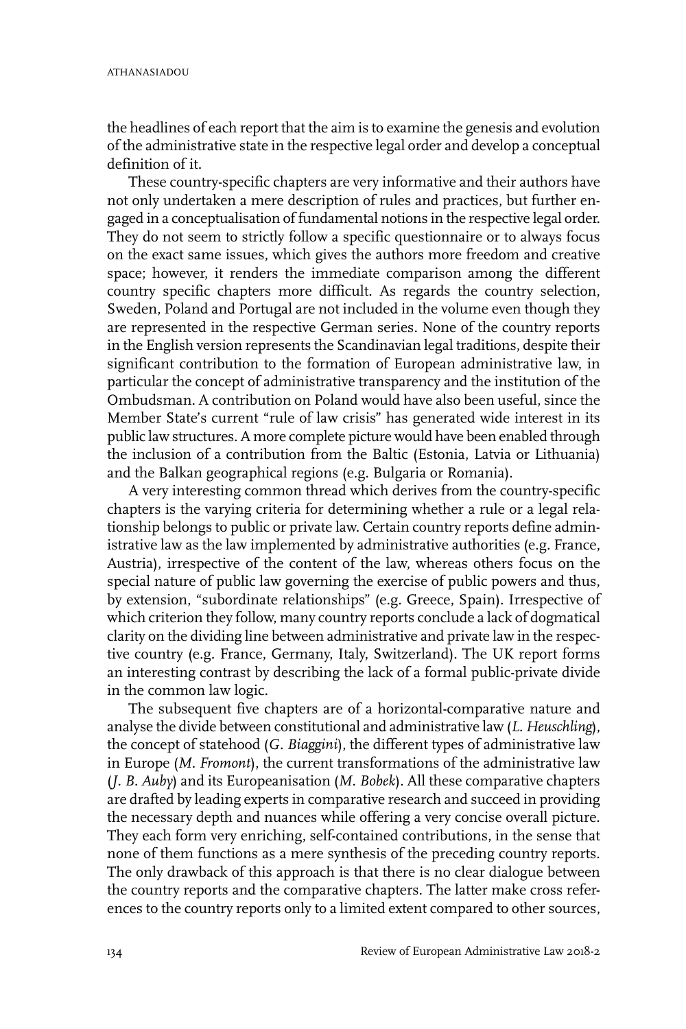the headlines of each report that the aim is to examine the genesis and evolution of the administrative state in the respective legal order and develop a conceptual definition of it.

These country-specific chapters are very informative and their authors have not only undertaken a mere description of rules and practices, but further engaged in a conceptualisation of fundamental notions in the respective legal order. They do not seem to strictly follow a specific questionnaire or to always focus on the exact same issues, which gives the authors more freedom and creative space; however, it renders the immediate comparison among the different country specific chapters more difficult. As regards the country selection, Sweden, Poland and Portugal are not included in the volume even though they are represented in the respective German series. None of the country reports in the English version represents the Scandinavian legal traditions, despite their significant contribution to the formation of European administrative law, in particular the concept of administrative transparency and the institution of the Ombudsman. A contribution on Poland would have also been useful, since the Member State's current "rule of law crisis" has generated wide interest in its public law structures. A more complete picture would have been enabled through the inclusion of a contribution from the Baltic (Estonia, Latvia or Lithuania) and the Balkan geographical regions (e.g. Bulgaria or Romania).

A very interesting common thread which derives from the country-specific chapters is the varying criteria for determining whether a rule or a legal relationship belongs to public or private law. Certain country reports define administrative law as the law implemented by administrative authorities (e.g. France, Austria), irrespective of the content of the law, whereas others focus on the special nature of public law governing the exercise of public powers and thus, by extension, "subordinate relationships" (e.g. Greece, Spain). Irrespective of which criterion they follow, many country reports conclude a lack of dogmatical clarity on the dividing line between administrative and private law in the respective country (e.g. France, Germany, Italy, Switzerland). The UK report forms an interesting contrast by describing the lack of a formal public-private divide in the common law logic.

The subsequent five chapters are of a horizontal-comparative nature and analyse the divide between constitutional and administrative law (*L. Heuschling*), the concept of statehood (*G. Biaggini*), the different types of administrative law in Europe (*M. Fromont*), the current transformations of the administrative law (*J. B. Auby*) and its Europeanisation (*M. Bobek*). All these comparative chapters are drafted by leading experts in comparative research and succeed in providing the necessary depth and nuances while offering a very concise overall picture. They each form very enriching, self-contained contributions, in the sense that none of them functions as a mere synthesis of the preceding country reports. The only drawback of this approach is that there is no clear dialogue between the country reports and the comparative chapters. The latter make cross references to the country reports only to a limited extent compared to other sources,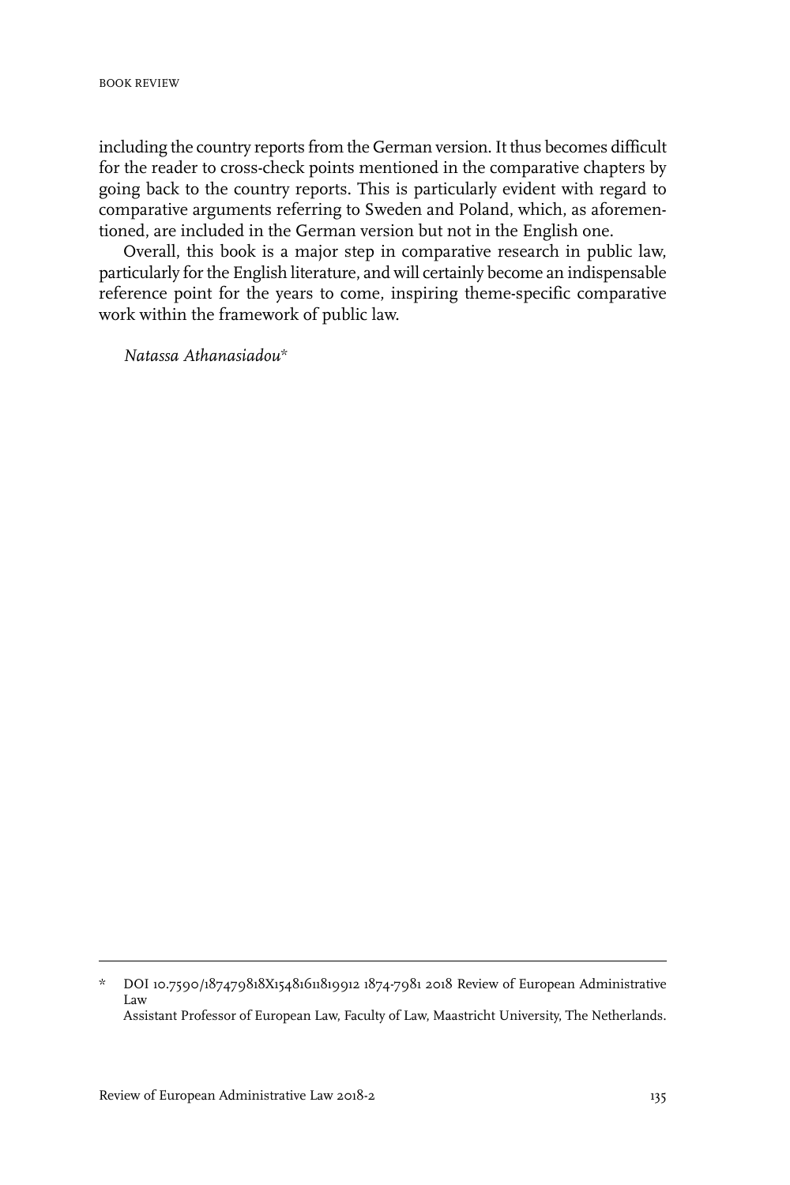including the country reports from the German version. It thus becomes difficult for the reader to cross-check points mentioned in the comparative chapters by going back to the country reports. This is particularly evident with regard to comparative arguments referring to Sweden and Poland, which, as aforementioned, are included in the German version but not in the English one.

Overall, this book is a major step in comparative research in public law, particularly for the English literature, and will certainly become an indispensable reference point for the years to come, inspiring theme-specific comparative work within the framework of public law.

*Natassa Athanasiadou**

---

\* DOI 10.7590/187479818X15481611819912 1874-7981 2018 Review of European Administrative Law
Assistant Professor of European Law, Faculty of Law, Maastricht University, The Netherlands.